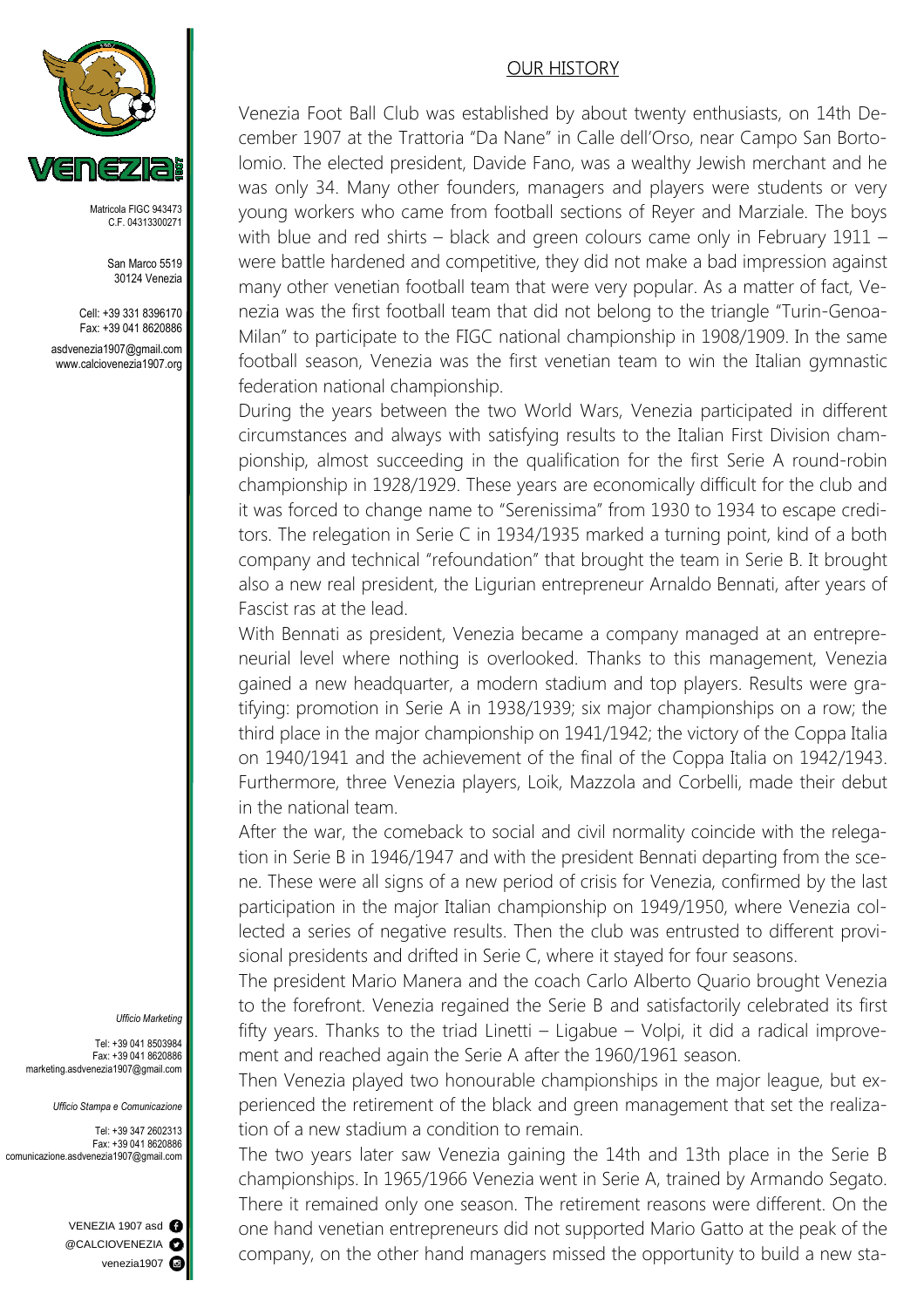Matricola FIGC 943473
C.F. 04313300271

San Marco 5519
30124 Venezia

Cell: +39 331 8396170
Fax: +39 041 8620886
asdvenezia1907@gmail.com
www.calciovenezia1907.org

*Ufficio Marketing*

Tel: +39 041 8503984
Fax: +39 041 8620886
marketing.asdvenezia1907@gmail.com

*Ufficio Stampa e Comunicazione*

Tel: +39 347 2602313
Fax: +39 041 8620886
comunicazione.asdvenezia1907@gmail.com

VENEZIA 1907 asd
@CALCIOVENEZIA
venezia1907

## OUR HISTORY

Venezia Foot Ball Club was established by about twenty enthusiasts, on 14th December 1907 at the Trattoria "Da Nane" in Calle dell'Orso, near Campo San Bortolomio. The elected president, Davide Fano, was a wealthy Jewish merchant and he was only 34. Many other founders, managers and players were students or very young workers who came from football sections of Reyer and Marziale. The boys with blue and red shirts – black and green colours came only in February 1911 – were battle hardened and competitive, they did not make a bad impression against many other venetian football team that were very popular. As a matter of fact, Venezia was the first football team that did not belong to the triangle "Turin-Genoa-Milan" to participate to the FIGC national championship in 1908/1909. In the same football season, Venezia was the first venetian team to win the Italian gymnastic federation national championship.

During the years between the two World Wars, Venezia participated in different circumstances and always with satisfying results to the Italian First Division championship, almost succeeding in the qualification for the first Serie A round-robin championship in 1928/1929. These years are economically difficult for the club and it was forced to change name to "Serenissima" from 1930 to 1934 to escape creditors. The relegation in Serie C in 1934/1935 marked a turning point, kind of a both company and technical "refoundation" that brought the team in Serie B. It brought also a new real president, the Ligurian entrepreneur Arnaldo Bennati, after years of Fascist ras at the lead.

With Bennati as president, Venezia became a company managed at an entrepreneurial level where nothing is overlooked. Thanks to this management, Venezia gained a new headquarter, a modern stadium and top players. Results were gratifying: promotion in Serie A in 1938/1939; six major championships on a row; the third place in the major championship on 1941/1942; the victory of the Coppa Italia on 1940/1941 and the achievement of the final of the Coppa Italia on 1942/1943. Furthermore, three Venezia players, Loik, Mazzola and Corbelli, made their debut in the national team.

After the war, the comeback to social and civil normality coincide with the relegation in Serie B in 1946/1947 and with the president Bennati departing from the scene. These were all signs of a new period of crisis for Venezia, confirmed by the last participation in the major Italian championship on 1949/1950, where Venezia collected a series of negative results. Then the club was entrusted to different provisional presidents and drifted in Serie C, where it stayed for four seasons.

The president Mario Manera and the coach Carlo Alberto Quario brought Venezia to the forefront. Venezia regained the Serie B and satisfactorily celebrated its first fifty years. Thanks to the triad Linetti – Ligabue – Volpi, it did a radical improvement and reached again the Serie A after the 1960/1961 season.

Then Venezia played two honourable championships in the major league, but experienced the retirement of the black and green management that set the realization of a new stadium a condition to remain.

The two years later saw Venezia gaining the 14th and 13th place in the Serie B championships. In 1965/1966 Venezia went in Serie A, trained by Armando Segato. There it remained only one season. The retirement reasons were different. On the one hand venetian entrepreneurs did not supported Mario Gatto at the peak of the company, on the other hand managers missed the opportunity to build a new sta-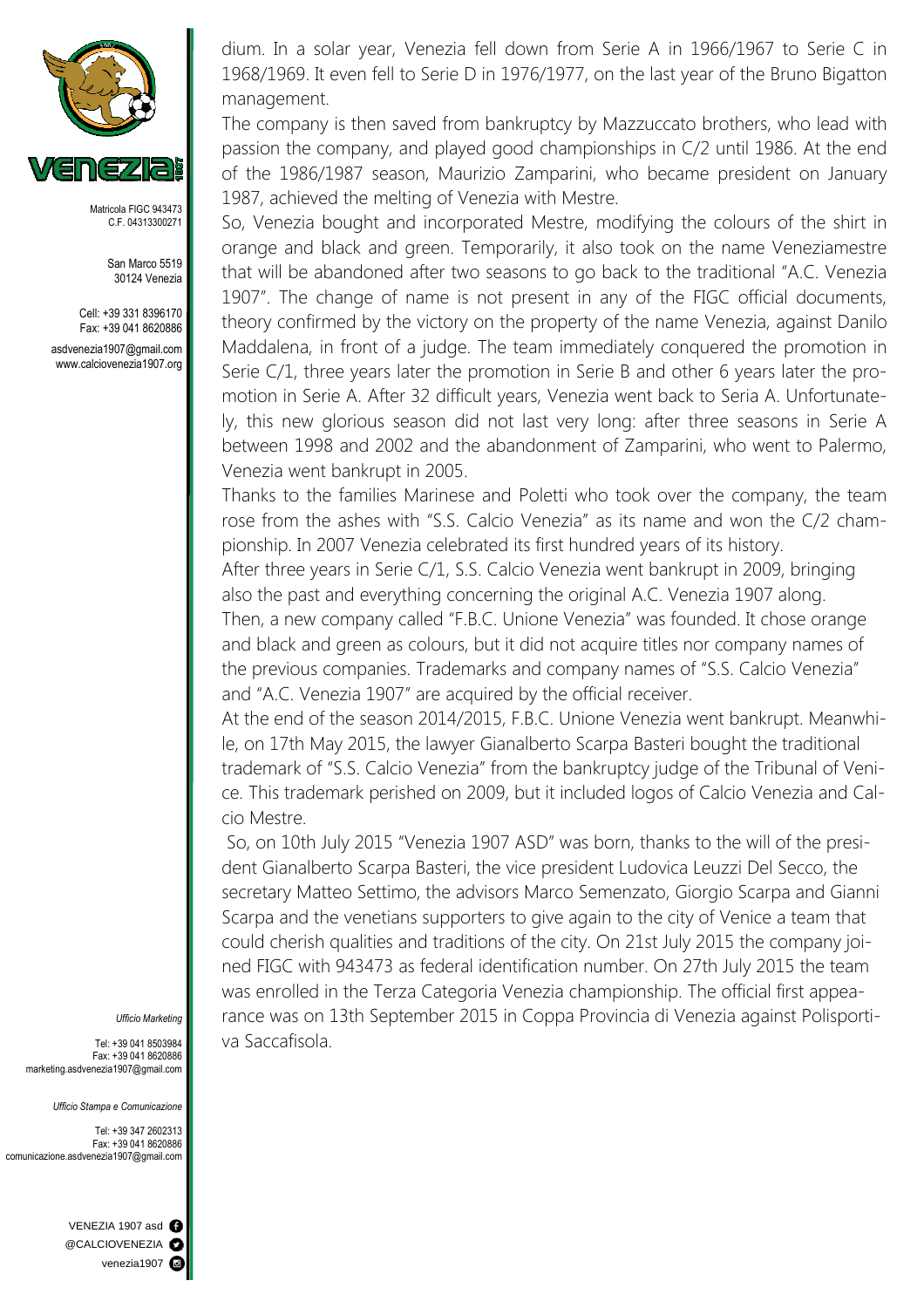dium. In a solar year, Venezia fell down from Serie A in 1966/1967 to Serie C in 1968/1969. It even fell to Serie D in 1976/1977, on the last year of the Bruno Bigatton management.

The company is then saved from bankruptcy by Mazzuccato brothers, who lead with passion the company, and played good championships in C/2 until 1986. At the end of the 1986/1987 season, Maurizio Zamparini, who became president on January 1987, achieved the melting of Venezia with Mestre.

So, Venezia bought and incorporated Mestre, modifying the colours of the shirt in orange and black and green. Temporarily, it also took on the name Veneziamestre that will be abandoned after two seasons to go back to the traditional "A.C. Venezia 1907". The change of name is not present in any of the FIGC official documents, theory confirmed by the victory on the property of the name Venezia, against Danilo Maddalena, in front of a judge. The team immediately conquered the promotion in Serie C/1, three years later the promotion in Serie B and other 6 years later the promotion in Serie A. After 32 difficult years, Venezia went back to Seria A. Unfortunately, this new glorious season did not last very long: after three seasons in Serie A between 1998 and 2002 and the abandonment of Zamparini, who went to Palermo, Venezia went bankrupt in 2005.

Thanks to the families Marinese and Poletti who took over the company, the team rose from the ashes with "S.S. Calcio Venezia" as its name and won the C/2 championship. In 2007 Venezia celebrated its first hundred years of its history.

After three years in Serie C/1, S.S. Calcio Venezia went bankrupt in 2009, bringing also the past and everything concerning the original A.C. Venezia 1907 along.

Then, a new company called "F.B.C. Unione Venezia" was founded. It chose orange and black and green as colours, but it did not acquire titles nor company names of the previous companies. Trademarks and company names of "S.S. Calcio Venezia" and "A.C. Venezia 1907" are acquired by the official receiver.

At the end of the season 2014/2015, F.B.C. Unione Venezia went bankrupt. Meanwhile, on 17th May 2015, the lawyer Gianalberto Scarpa Basteri bought the traditional trademark of "S.S. Calcio Venezia" from the bankruptcy judge of the Tribunal of Venice. This trademark perished on 2009, but it included logos of Calcio Venezia and Calcio Mestre.

So, on 10th July 2015 "Venezia 1907 ASD" was born, thanks to the will of the president Gianalberto Scarpa Basteri, the vice president Ludovica Leuzzi Del Secco, the secretary Matteo Settimo, the advisors Marco Semenzato, Giorgio Scarpa and Gianni Scarpa and the venetians supporters to give again to the city of Venice a team that could cherish qualities and traditions of the city. On 21st July 2015 the company joined FIGC with 943473 as federal identification number. On 27th July 2015 the team was enrolled in the Terza Categoria Venezia championship. The official first appearance was on 13th September 2015 in Coppa Provincia di Venezia against Polisportiva Saccafisola.